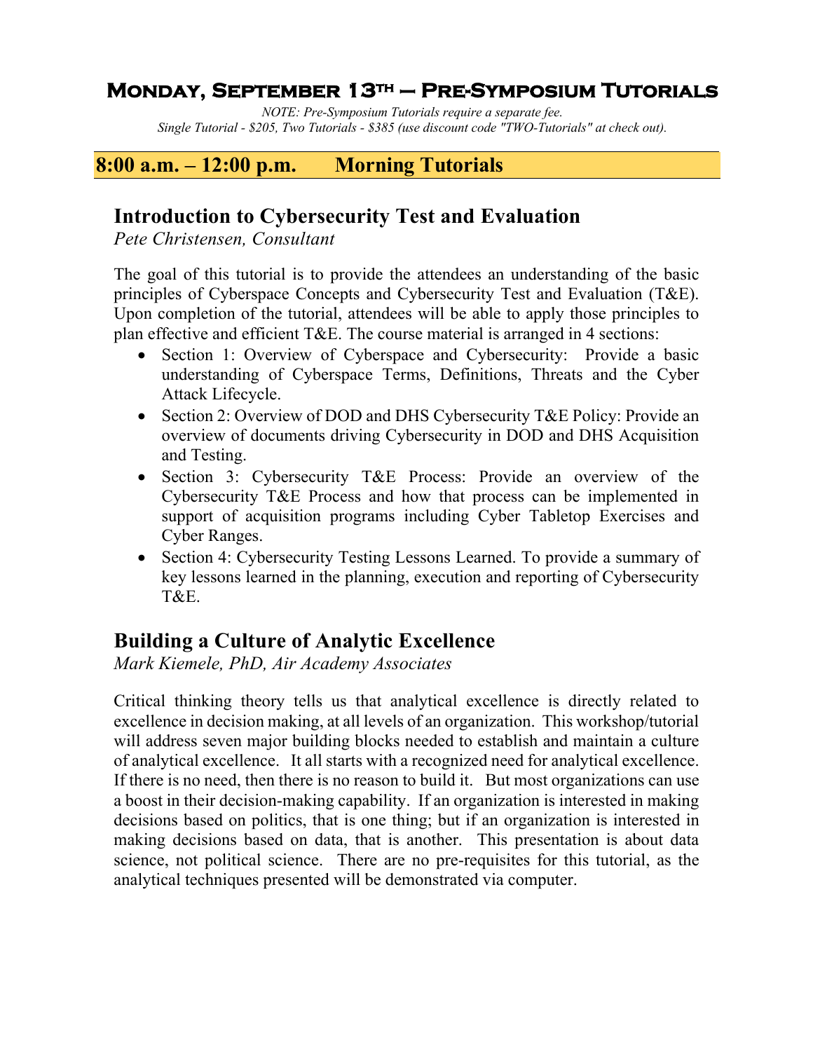# Monday, September 13th – Pre-Symposium Tutorials

*NOTE: Pre-Symposium Tutorials require a separate fee.*
*Single Tutorial - $205, Two Tutorials - $385 (use discount code "TWO-Tutorials" at check out).*

## 8:00 a.m. – 12:00 p.m. Morning Tutorials

### Introduction to Cybersecurity Test and Evaluation

*Pete Christensen, Consultant*

The goal of this tutorial is to provide the attendees an understanding of the basic principles of Cyberspace Concepts and Cybersecurity Test and Evaluation (T&E). Upon completion of the tutorial, attendees will be able to apply those principles to plan effective and efficient T&E. The course material is arranged in 4 sections:

- Section 1: Overview of Cyberspace and Cybersecurity: Provide a basic understanding of Cyberspace Terms, Definitions, Threats and the Cyber Attack Lifecycle.
- Section 2: Overview of DOD and DHS Cybersecurity T&E Policy: Provide an overview of documents driving Cybersecurity in DOD and DHS Acquisition and Testing.
- Section 3: Cybersecurity T&E Process: Provide an overview of the Cybersecurity T&E Process and how that process can be implemented in support of acquisition programs including Cyber Tabletop Exercises and Cyber Ranges.
- Section 4: Cybersecurity Testing Lessons Learned. To provide a summary of key lessons learned in the planning, execution and reporting of Cybersecurity T&E.

### Building a Culture of Analytic Excellence

*Mark Kiemele, PhD, Air Academy Associates*

Critical thinking theory tells us that analytical excellence is directly related to excellence in decision making, at all levels of an organization. This workshop/tutorial will address seven major building blocks needed to establish and maintain a culture of analytical excellence. It all starts with a recognized need for analytical excellence. If there is no need, then there is no reason to build it. But most organizations can use a boost in their decision-making capability. If an organization is interested in making decisions based on politics, that is one thing; but if an organization is interested in making decisions based on data, that is another. This presentation is about data science, not political science. There are no pre-requisites for this tutorial, as the analytical techniques presented will be demonstrated via computer.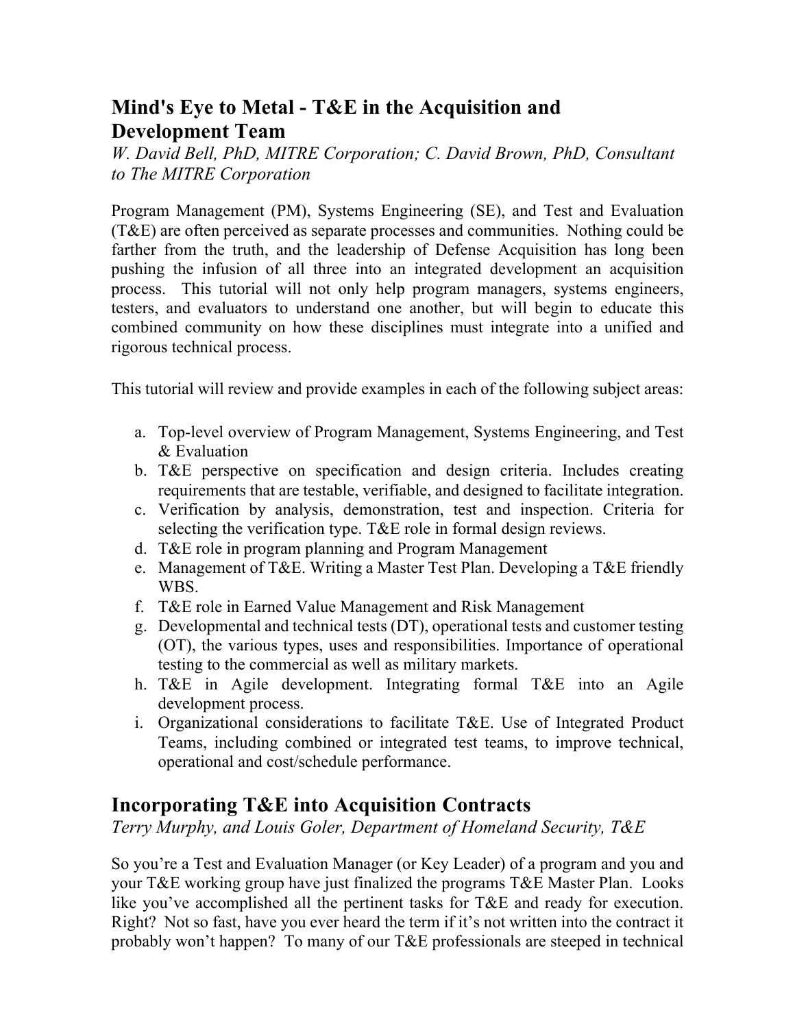## Mind's Eye to Metal - T&E in the Acquisition and Development Team

*W. David Bell, PhD, MITRE Corporation; C. David Brown, PhD, Consultant to The MITRE Corporation*

Program Management (PM), Systems Engineering (SE), and Test and Evaluation (T&E) are often perceived as separate processes and communities. Nothing could be farther from the truth, and the leadership of Defense Acquisition has long been pushing the infusion of all three into an integrated development an acquisition process. This tutorial will not only help program managers, systems engineers, testers, and evaluators to understand one another, but will begin to educate this combined community on how these disciplines must integrate into a unified and rigorous technical process.

This tutorial will review and provide examples in each of the following subject areas:

a. Top-level overview of Program Management, Systems Engineering, and Test & Evaluation
b. T&E perspective on specification and design criteria. Includes creating requirements that are testable, verifiable, and designed to facilitate integration.
c. Verification by analysis, demonstration, test and inspection. Criteria for selecting the verification type. T&E role in formal design reviews.
d. T&E role in program planning and Program Management
e. Management of T&E. Writing a Master Test Plan. Developing a T&E friendly WBS.
f. T&E role in Earned Value Management and Risk Management
g. Developmental and technical tests (DT), operational tests and customer testing (OT), the various types, uses and responsibilities. Importance of operational testing to the commercial as well as military markets.
h. T&E in Agile development. Integrating formal T&E into an Agile development process.
i. Organizational considerations to facilitate T&E. Use of Integrated Product Teams, including combined or integrated test teams, to improve technical, operational and cost/schedule performance.

## Incorporating T&E into Acquisition Contracts

*Terry Murphy, and Louis Goler, Department of Homeland Security, T&E*

So you're a Test and Evaluation Manager (or Key Leader) of a program and you and your T&E working group have just finalized the programs T&E Master Plan. Looks like you've accomplished all the pertinent tasks for T&E and ready for execution. Right? Not so fast, have you ever heard the term if it's not written into the contract it probably won't happen? To many of our T&E professionals are steeped in technical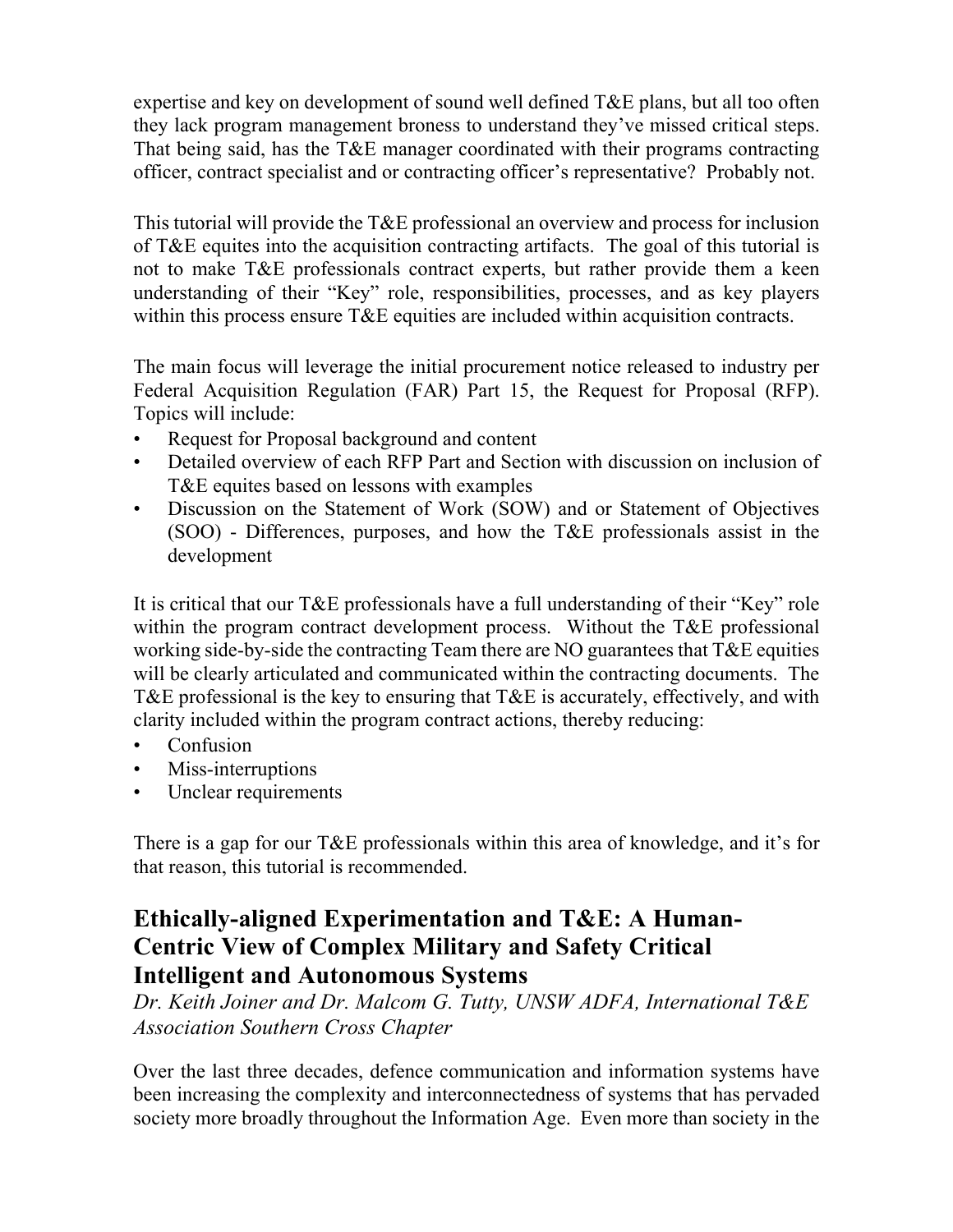expertise and key on development of sound well defined T&E plans, but all too often they lack program management broness to understand they've missed critical steps. That being said, has the T&E manager coordinated with their programs contracting officer, contract specialist and or contracting officer's representative? Probably not.

This tutorial will provide the T&E professional an overview and process for inclusion of T&E equites into the acquisition contracting artifacts. The goal of this tutorial is not to make T&E professionals contract experts, but rather provide them a keen understanding of their "Key" role, responsibilities, processes, and as key players within this process ensure T&E equities are included within acquisition contracts.

The main focus will leverage the initial procurement notice released to industry per Federal Acquisition Regulation (FAR) Part 15, the Request for Proposal (RFP). Topics will include:

- Request for Proposal background and content
- Detailed overview of each RFP Part and Section with discussion on inclusion of T&E equites based on lessons with examples
- Discussion on the Statement of Work (SOW) and or Statement of Objectives (SOO) - Differences, purposes, and how the T&E professionals assist in the development

It is critical that our T&E professionals have a full understanding of their "Key" role within the program contract development process. Without the T&E professional working side-by-side the contracting Team there are NO guarantees that T&E equities will be clearly articulated and communicated within the contracting documents. The T&E professional is the key to ensuring that T&E is accurately, effectively, and with clarity included within the program contract actions, thereby reducing:

- Confusion
- Miss-interruptions
- Unclear requirements

There is a gap for our T&E professionals within this area of knowledge, and it's for that reason, this tutorial is recommended.

## Ethically-aligned Experimentation and T&E: A Human-Centric View of Complex Military and Safety Critical Intelligent and Autonomous Systems

*Dr. Keith Joiner and Dr. Malcom G. Tutty, UNSW ADFA, International T&E Association Southern Cross Chapter*

Over the last three decades, defence communication and information systems have been increasing the complexity and interconnectedness of systems that has pervaded society more broadly throughout the Information Age. Even more than society in the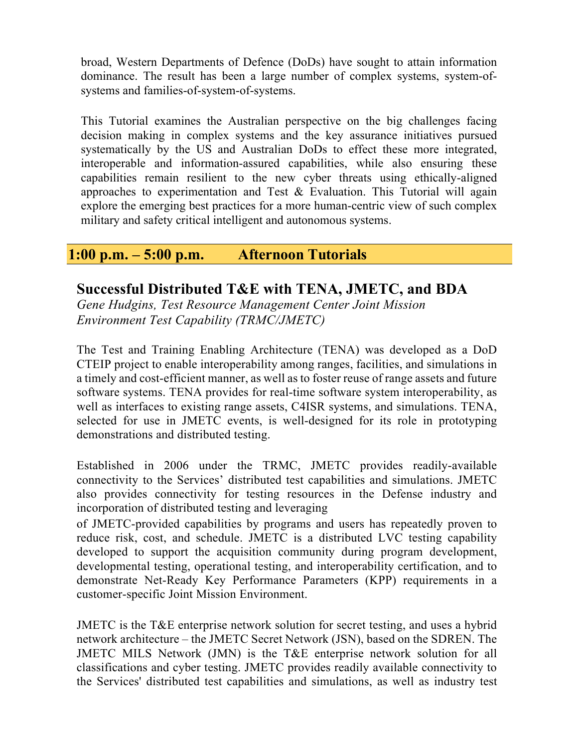broad, Western Departments of Defence (DoDs) have sought to attain information dominance. The result has been a large number of complex systems, system-of-systems and families-of-system-of-systems.

This Tutorial examines the Australian perspective on the big challenges facing decision making in complex systems and the key assurance initiatives pursued systematically by the US and Australian DoDs to effect these more integrated, interoperable and information-assured capabilities, while also ensuring these capabilities remain resilient to the new cyber threats using ethically-aligned approaches to experimentation and Test & Evaluation. This Tutorial will again explore the emerging best practices for a more human-centric view of such complex military and safety critical intelligent and autonomous systems.

## 1:00 p.m. – 5:00 p.m. Afternoon Tutorials

### Successful Distributed T&E with TENA, JMETC, and BDA

*Gene Hudgins, Test Resource Management Center Joint Mission Environment Test Capability (TRMC/JMETC)*

The Test and Training Enabling Architecture (TENA) was developed as a DoD CTEIP project to enable interoperability among ranges, facilities, and simulations in a timely and cost-efficient manner, as well as to foster reuse of range assets and future software systems. TENA provides for real-time software system interoperability, as well as interfaces to existing range assets, C4ISR systems, and simulations. TENA, selected for use in JMETC events, is well-designed for its role in prototyping demonstrations and distributed testing.

Established in 2006 under the TRMC, JMETC provides readily-available connectivity to the Services' distributed test capabilities and simulations. JMETC also provides connectivity for testing resources in the Defense industry and incorporation of distributed testing and leveraging of JMETC-provided capabilities by programs and users has repeatedly proven to reduce risk, cost, and schedule. JMETC is a distributed LVC testing capability developed to support the acquisition community during program development, developmental testing, operational testing, and interoperability certification, and to demonstrate Net-Ready Key Performance Parameters (KPP) requirements in a customer-specific Joint Mission Environment.

JMETC is the T&E enterprise network solution for secret testing, and uses a hybrid network architecture – the JMETC Secret Network (JSN), based on the SDREN. The JMETC MILS Network (JMN) is the T&E enterprise network solution for all classifications and cyber testing. JMETC provides readily available connectivity to the Services' distributed test capabilities and simulations, as well as industry test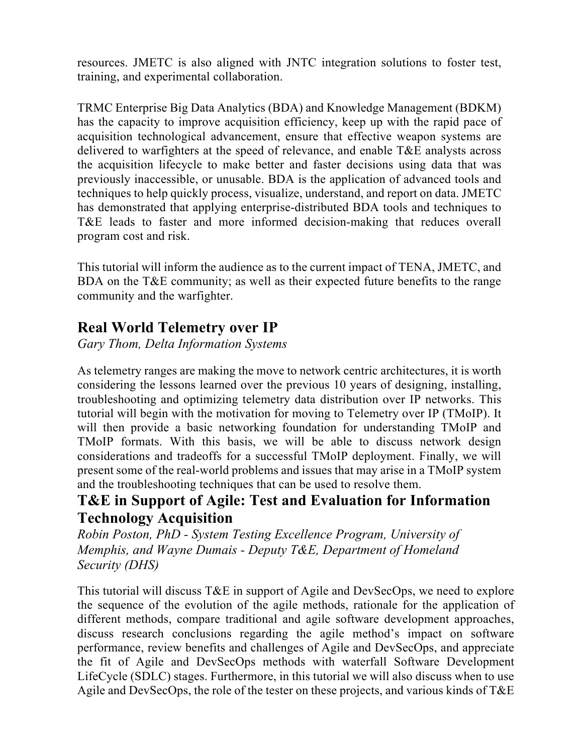resources. JMETC is also aligned with JNTC integration solutions to foster test, training, and experimental collaboration.

TRMC Enterprise Big Data Analytics (BDA) and Knowledge Management (BDKM) has the capacity to improve acquisition efficiency, keep up with the rapid pace of acquisition technological advancement, ensure that effective weapon systems are delivered to warfighters at the speed of relevance, and enable T&E analysts across the acquisition lifecycle to make better and faster decisions using data that was previously inaccessible, or unusable. BDA is the application of advanced tools and techniques to help quickly process, visualize, understand, and report on data. JMETC has demonstrated that applying enterprise-distributed BDA tools and techniques to T&E leads to faster and more informed decision-making that reduces overall program cost and risk.

This tutorial will inform the audience as to the current impact of TENA, JMETC, and BDA on the T&E community; as well as their expected future benefits to the range community and the warfighter.

## Real World Telemetry over IP

*Gary Thom, Delta Information Systems*

As telemetry ranges are making the move to network centric architectures, it is worth considering the lessons learned over the previous 10 years of designing, installing, troubleshooting and optimizing telemetry data distribution over IP networks. This tutorial will begin with the motivation for moving to Telemetry over IP (TMoIP). It will then provide a basic networking foundation for understanding TMoIP and TMoIP formats. With this basis, we will be able to discuss network design considerations and tradeoffs for a successful TMoIP deployment. Finally, we will present some of the real-world problems and issues that may arise in a TMoIP system and the troubleshooting techniques that can be used to resolve them.

## T&E in Support of Agile: Test and Evaluation for Information Technology Acquisition

*Robin Poston, PhD - System Testing Excellence Program, University of Memphis, and Wayne Dumais - Deputy T&E, Department of Homeland Security (DHS)*

This tutorial will discuss T&E in support of Agile and DevSecOps, we need to explore the sequence of the evolution of the agile methods, rationale for the application of different methods, compare traditional and agile software development approaches, discuss research conclusions regarding the agile method's impact on software performance, review benefits and challenges of Agile and DevSecOps, and appreciate the fit of Agile and DevSecOps methods with waterfall Software Development LifeCycle (SDLC) stages. Furthermore, in this tutorial we will also discuss when to use Agile and DevSecOps, the role of the tester on these projects, and various kinds of T&E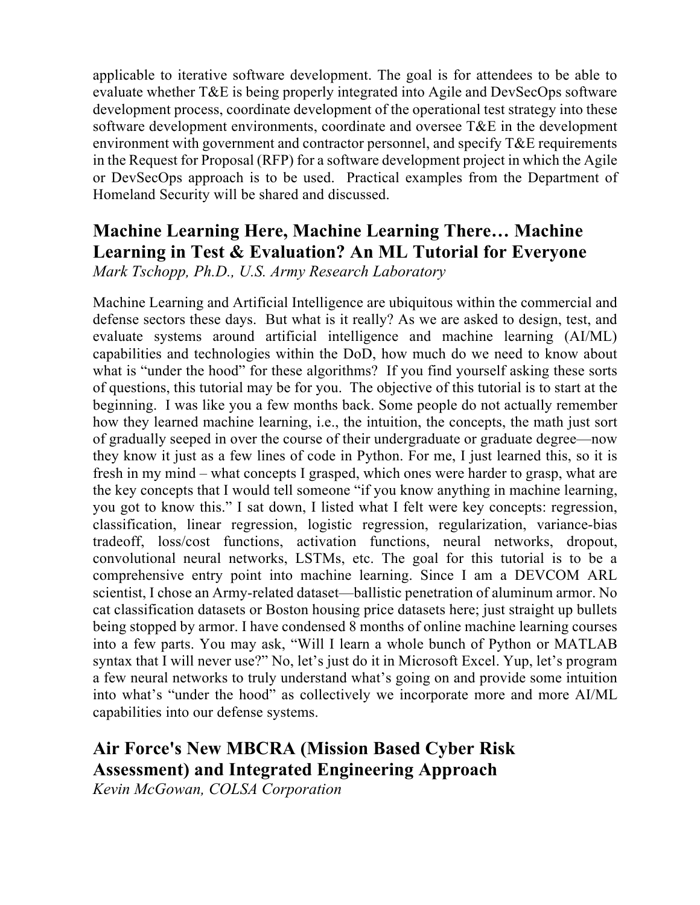applicable to iterative software development. The goal is for attendees to be able to evaluate whether T&E is being properly integrated into Agile and DevSecOps software development process, coordinate development of the operational test strategy into these software development environments, coordinate and oversee T&E in the development environment with government and contractor personnel, and specify T&E requirements in the Request for Proposal (RFP) for a software development project in which the Agile or DevSecOps approach is to be used. Practical examples from the Department of Homeland Security will be shared and discussed.

## Machine Learning Here, Machine Learning There… Machine Learning in Test & Evaluation? An ML Tutorial for Everyone

*Mark Tschopp, Ph.D., U.S. Army Research Laboratory*

Machine Learning and Artificial Intelligence are ubiquitous within the commercial and defense sectors these days. But what is it really? As we are asked to design, test, and evaluate systems around artificial intelligence and machine learning (AI/ML) capabilities and technologies within the DoD, how much do we need to know about what is "under the hood" for these algorithms? If you find yourself asking these sorts of questions, this tutorial may be for you. The objective of this tutorial is to start at the beginning. I was like you a few months back. Some people do not actually remember how they learned machine learning, i.e., the intuition, the concepts, the math just sort of gradually seeped in over the course of their undergraduate or graduate degree—now they know it just as a few lines of code in Python. For me, I just learned this, so it is fresh in my mind – what concepts I grasped, which ones were harder to grasp, what are the key concepts that I would tell someone "if you know anything in machine learning, you got to know this." I sat down, I listed what I felt were key concepts: regression, classification, linear regression, logistic regression, regularization, variance-bias tradeoff, loss/cost functions, activation functions, neural networks, dropout, convolutional neural networks, LSTMs, etc. The goal for this tutorial is to be a comprehensive entry point into machine learning. Since I am a DEVCOM ARL scientist, I chose an Army-related dataset—ballistic penetration of aluminum armor. No cat classification datasets or Boston housing price datasets here; just straight up bullets being stopped by armor. I have condensed 8 months of online machine learning courses into a few parts. You may ask, "Will I learn a whole bunch of Python or MATLAB syntax that I will never use?" No, let's just do it in Microsoft Excel. Yup, let's program a few neural networks to truly understand what's going on and provide some intuition into what's "under the hood" as collectively we incorporate more and more AI/ML capabilities into our defense systems.

## Air Force's New MBCRA (Mission Based Cyber Risk Assessment) and Integrated Engineering Approach

*Kevin McGowan, COLSA Corporation*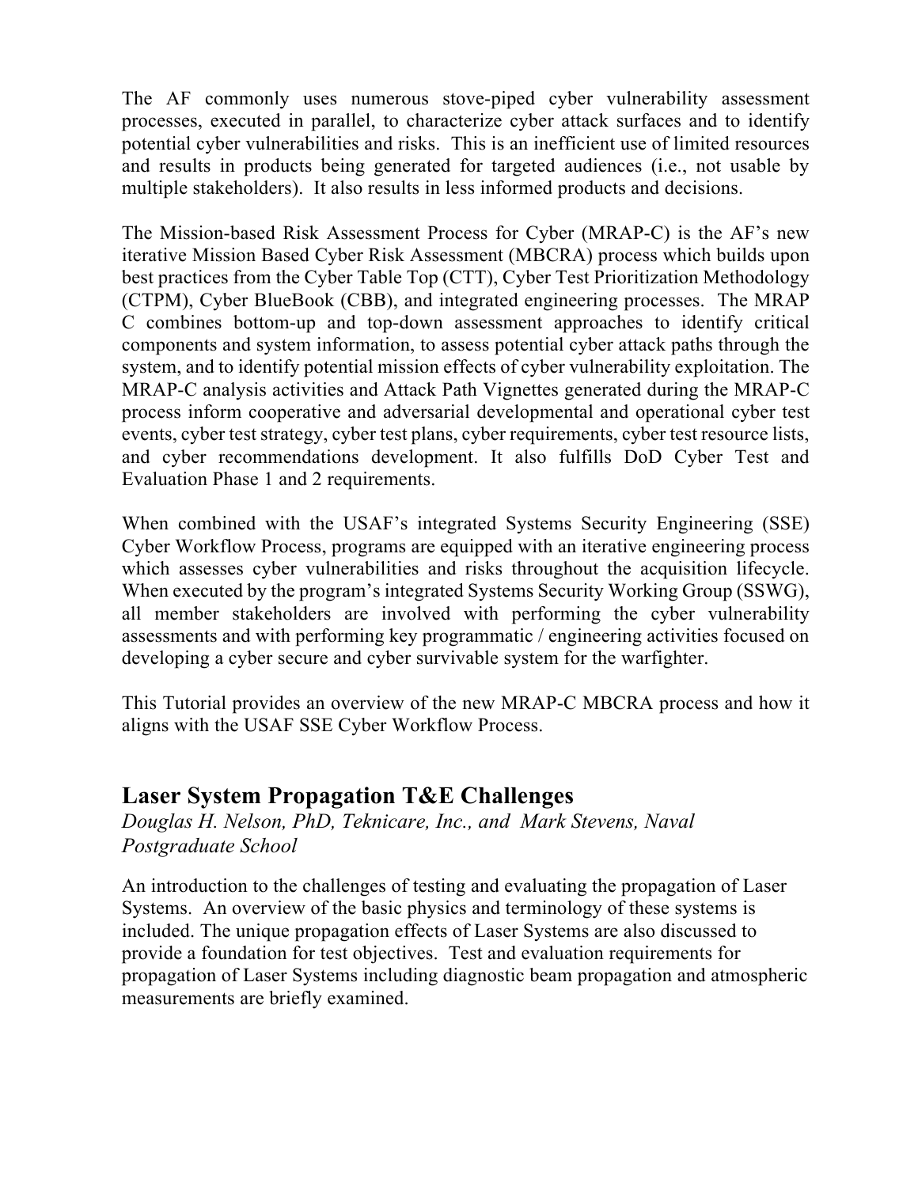The AF commonly uses numerous stove-piped cyber vulnerability assessment processes, executed in parallel, to characterize cyber attack surfaces and to identify potential cyber vulnerabilities and risks. This is an inefficient use of limited resources and results in products being generated for targeted audiences (i.e., not usable by multiple stakeholders). It also results in less informed products and decisions.

The Mission-based Risk Assessment Process for Cyber (MRAP-C) is the AF's new iterative Mission Based Cyber Risk Assessment (MBCRA) process which builds upon best practices from the Cyber Table Top (CTT), Cyber Test Prioritization Methodology (CTPM), Cyber BlueBook (CBB), and integrated engineering processes. The MRAP C combines bottom-up and top-down assessment approaches to identify critical components and system information, to assess potential cyber attack paths through the system, and to identify potential mission effects of cyber vulnerability exploitation. The MRAP-C analysis activities and Attack Path Vignettes generated during the MRAP-C process inform cooperative and adversarial developmental and operational cyber test events, cyber test strategy, cyber test plans, cyber requirements, cyber test resource lists, and cyber recommendations development. It also fulfills DoD Cyber Test and Evaluation Phase 1 and 2 requirements.

When combined with the USAF's integrated Systems Security Engineering (SSE) Cyber Workflow Process, programs are equipped with an iterative engineering process which assesses cyber vulnerabilities and risks throughout the acquisition lifecycle. When executed by the program's integrated Systems Security Working Group (SSWG), all member stakeholders are involved with performing the cyber vulnerability assessments and with performing key programmatic / engineering activities focused on developing a cyber secure and cyber survivable system for the warfighter.

This Tutorial provides an overview of the new MRAP-C MBCRA process and how it aligns with the USAF SSE Cyber Workflow Process.

## Laser System Propagation T&E Challenges

*Douglas H. Nelson, PhD, Teknicare, Inc., and Mark Stevens, Naval Postgraduate School*

An introduction to the challenges of testing and evaluating the propagation of Laser Systems. An overview of the basic physics and terminology of these systems is included. The unique propagation effects of Laser Systems are also discussed to provide a foundation for test objectives. Test and evaluation requirements for propagation of Laser Systems including diagnostic beam propagation and atmospheric measurements are briefly examined.